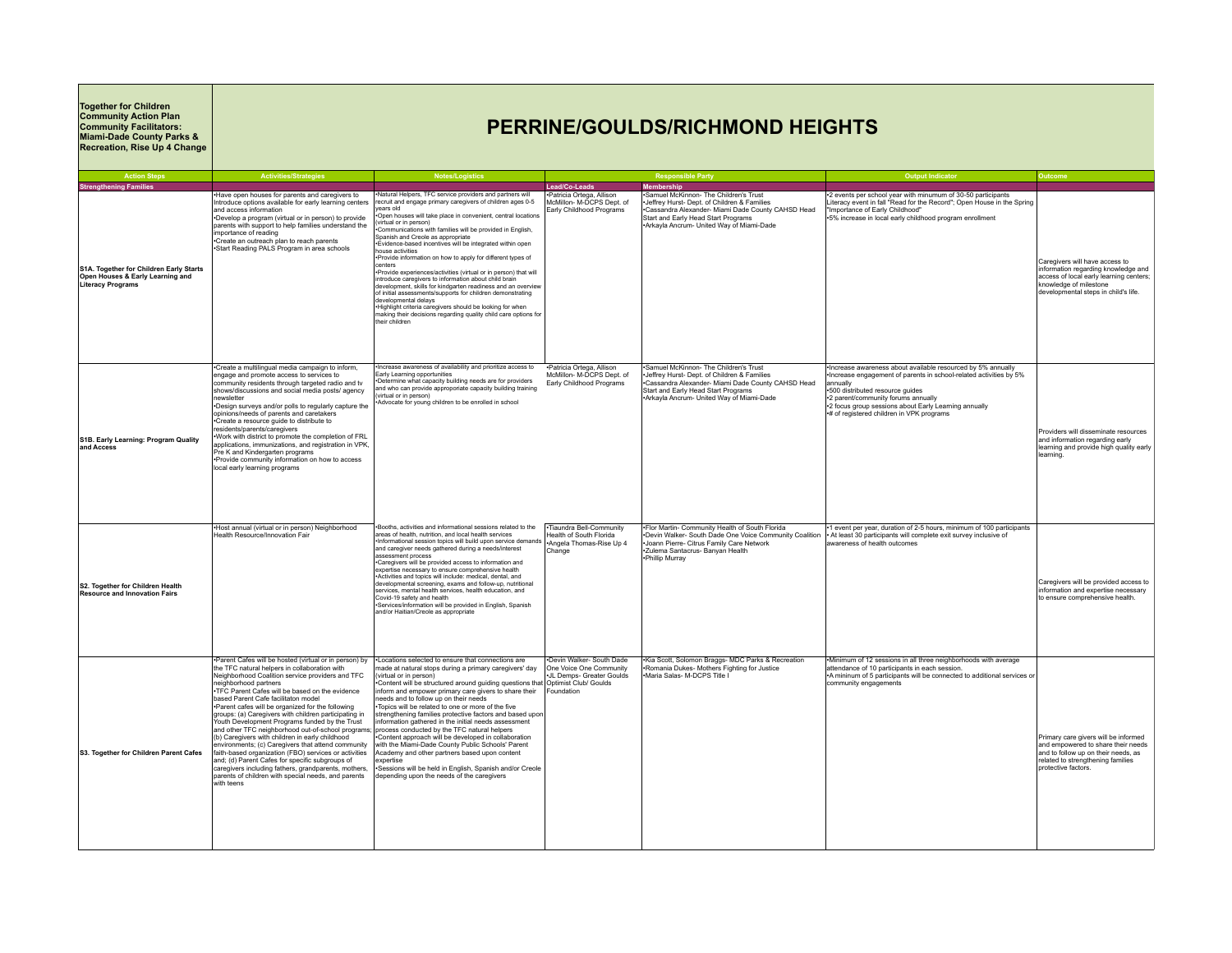**Together for Children**
**Community Action Plan**
**Community Facilitators:**
**Miami-Dade County Parks & Recreation, Rise Up 4 Change**

# PERRINE/GOULDS/RICHMOND HEIGHTS

| Action Steps | Activities/Strategies | Notes/Logistics | Responsible Party | | Output Indicator | Outcome |
|---|---|---|---|---|---|---|
| **Strengthening Families** | | | **Lead/Co-Leads** | **Membership** | | |
| **S1A. Together for Children Early Starts Open Houses & Early Learning and Literacy Programs** | •Have open houses for parents and caregivers to Introduce options available for early learning centers and access information<br>•Develop a program (virtual or in person) to provide parents with support to help families understand the importance of reading<br>•Create an outreach plan to reach parents<br>•Start Reading PALS Program in area schools | •Natural Helpers, TFC service providers and partners will recruit and engage primary caregivers of children ages 0-5 years old<br>•Open houses will take place in convenient, central locations (virtual or in person)<br>•Communications with families will be provided in English, Spanish and Creole as appropriate<br>•Evidence-based incentives will be integrated within open house activities<br>•Provide information on how to apply for different types of centers<br>•Provide experiences/activities (virtual or in person) that will introduce caregivers to information about child brain development, skills for kindgarten readiness and an overview of initial assessments/supports for children demonstrating developmental delays<br>•Highlight criteria caregivers should be looking for when making their decisions regarding quality child care options for their children | •Patricia Ortega, Allison McMillon- M-DCPS Dept. of Early Childhood Programs | •Samuel McKinnon- The Children's Trust<br>•Jeffrey Hurst- Dept. of Children & Families<br>•Cassandra Alexander- Miami Dade County CAHSD Head Start and Early Head Start Programs<br>•Arkayla Ancrum- United Way of Miami-Dade | •2 events per school year with minumum of 30-50 participants Literacy event in fall "Read for the Record"; Open House in the Spring "Importance of Early Childhood"<br>•5% increase in local early childhood program enrollment | Caregivers will have access to information regarding knowledge and access of local early learning centers; knowledge of milestone developmental steps in child's life. |
| **S1B. Early Learning: Program Quality and Access** | •Create a multilingual media campaign to inform, engage and promote access to services to community residents through targeted radio and tv shows/discussions and social media posts/ agency newsletter<br>•Design surveys and/or polls to regularly capture the opinions/needs of parents and caretakers<br>•Create a resource guide to distribute to residents/parents/caregivers<br>•Work with district to promote the completion of FRL applications, immunizations, and registration in VPK, Pre K and Kindergarten programs<br>•Provide community information on how to access local early learning programs | •Increase awareness of availability and prioritize access to Early Learning opportunities<br>•Determine what capacity building needs are for providers and who can provide appropriate capacity building training (virtual or in person)<br>•Advocate for young children to be enrolled in school | •Patricia Ortega, Allison McMillon- M-DCPS Dept. of Early Childhood Programs | •Samuel McKinnon- The Children's Trust<br>•Jeffrey Hurst- Dept. of Children & Families<br>•Cassandra Alexander- Miami Dade County CAHSD Head Start and Early Head Start Programs<br>•Arkayla Ancrum- United Way of Miami-Dade | •Increase awareness about available resourced by 5% annually<br>•Increase engagement of parents in school-related activities by 5% annually<br>•500 distributed resource guides<br>•2 parent/community forums annually<br>•2 focus group sessions about Early Learning annually<br>•# of registered children in VPK programs | Providers will disseminate resources and information regarding early learning and provide high quality early learning. |
| **S2. Together for Children Health Resource and Innovation Fairs** | •Host annual (virtual or in person) Neighborhood Health Resource/Innovation Fair | •Booths, activities and informational sessions related to the areas of health, nutrition, and local health services<br>•Informational session topics will build upon service demands and caregiver needs gathered during a needs/interest assessment process<br>•Caregivers will be provided access to information and expertise necessary to ensure comprehensive health<br>•Activities and topics will include: medical, dental, and developmental screening, exams and follow-up, nutritional services, mental health services, health education, and Covid-19 safety and health<br>•Services/information will be provided in English, Spanish and/or Haitian/Creole as appropriate | •Tiaundra Bell-Community Health of South Florida<br>•Angela Thomas-Rise Up 4 Change | •Flor Martin- Community Health of South Florida<br>•Devin Walker- South Dade One Voice Community Coalition<br>•Joann Pierre- Citrus Family Care Network<br>•Zulema Santacrus- Banyan Health<br>•Phillip Murray | •1 event per year, duration of 2-5 hours, minimum of 100 participants<br>• At least 30 participants will complete exit survey inclusive of awareness of health outcomes | Caregivers will be provided access to information and expertise necessary to ensure comprehensive health. |
| **S3. Together for Children Parent Cafes** | •Parent Cafes will be hosted (virtual or in person) by the TFC natural helpers in collaboration with Neighborhood Coalition service providers and TFC neighborhood partners<br>•TFC Parent Cafes will be based on the evidence based Parent Cafe facilitaton model<br>•Parent cafes will be organized for the following groups: (a) Caregivers with children participating in Youth Development Programs funded by the Trust and other TFC neighborhood out-of-school programs; (b) Caregivers with children in early childhood environments; (c) Caregivers that attend community faith-based organization (FBO) services or activities and; (d) Parent Cafes for specific subgroups of caregivers including fathers, grandparents, mothers, parents of children with special needs, and parents with teens | •Locations selected to ensure that connections are made at natural stops during a primary caregivers' day (virtual or in person)<br>•Content will be structured around guiding questions that inform and empower primary care givers to share their needs and to follow up on their needs<br>•Topics will be related to one or more of the five strengthening families protective factors and based upon information gathered in the initial needs assessment process conducted by the TFC natural helpers<br>•Content approach will be developed in collaboration with the Miami-Dade County Public Schools' Parent Academy and other partners based upon content expertise<br>•Sessions will be held in English, Spanish and/or Creole depending upon the needs of the caregivers | •Devin Walker- South Dade One Voice Community<br>•JL Demps- Greater Goulds Optimist Club/ Goulds Foundation | •Kia Scott, Solomon Braggs- MDC Parks & Recreation<br>•Romania Dukes- Mothers Fighting for Justice<br>•Maria Salas- M-DCPS Title I | •Minimum of 12 sessions in all three neighborhoods with average attendance of 10 participants in each session.<br>•A mininum of 5 participants will be connected to additional services or community engagements | Primary care givers will be informed and empowered to share their needs and to follow up on their needs, as related to strengthening families protective factors. |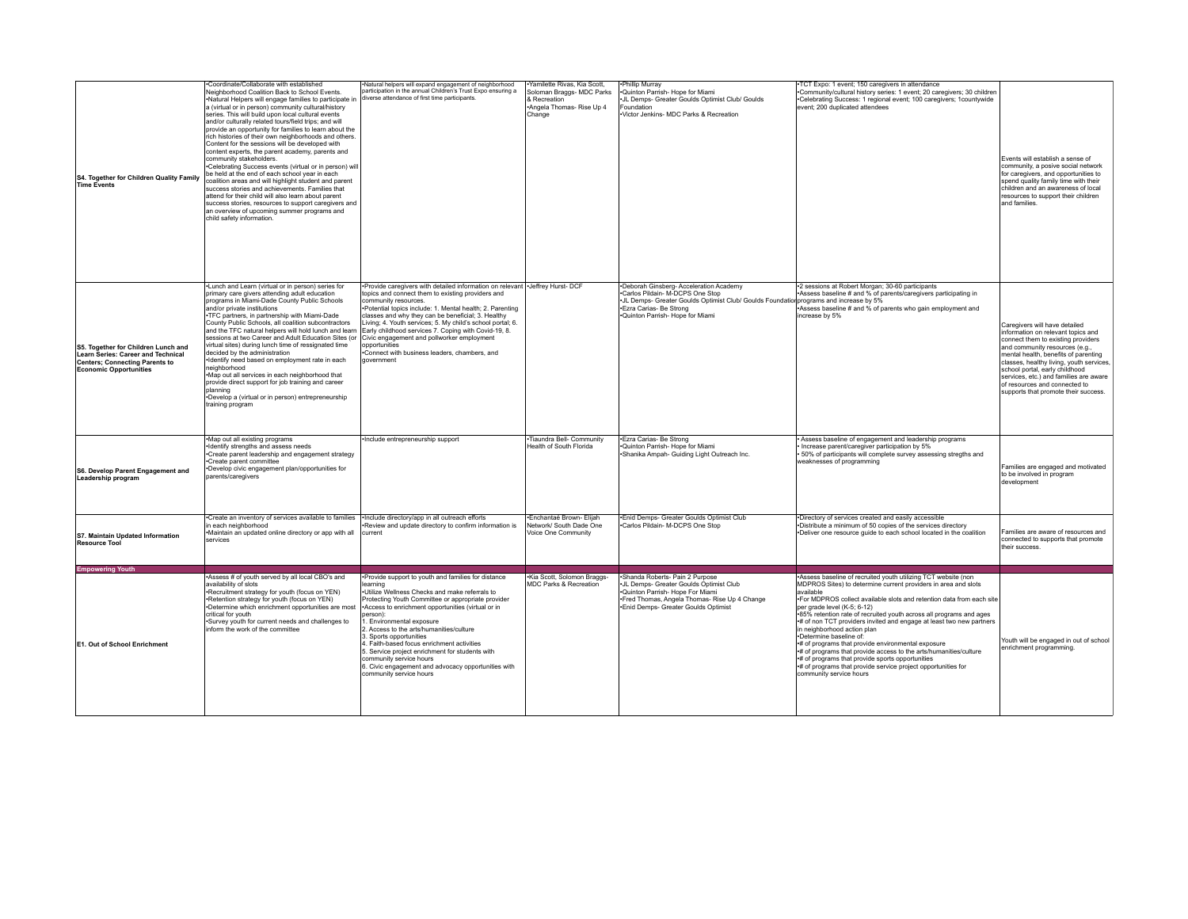| | | | | | | |
|---|---|---|---|---|---|---|
| **S4. Together for Children Quality Family Time Events** | •Coordinate/Collaborate with established Neighborhood Coalition Back to School Events.<br>•Natural Helpers will engage families to participate in a (virtual or in person) community cultural/history series. This will build upon local cultural events and/or culturally related tours/field trips; and will provide an opportunity for families to learn about the rich histories of their own neighborhoods and others. Content for the sessions will be developed with content experts, the parent academy, parents and community stakeholders.<br>•Celebrating Success events (virtual or in person) will be held at the end of each school year in each coalition areas and will highlight student and parent success stories and achievements. Families that attend for their child will also learn about parent success stories, resources to support caregivers and an overview of upcoming summer programs and child safety information. | •Natural helpers will expand engagement of neighborhood participation in the annual Children's Trust Expo ensuring a diverse attendance of first time participants. | •Yamilette Rivas, Kia Scott, Soloman Braggs- MDC Parks & Recreation<br>•Angela Thomas- Rise Up 4 Change | •Phillip Murray<br>•Quinton Parrish- Hope for Miami<br>•JL Demps- Greater Goulds Optimist Club/ Goulds Foundation<br>•Victor Jenkins- MDC Parks & Recreation | •TCT Expo: 1 event; 150 caregivers in attendance<br>•Community/cultural history series: 1 event; 20 caregivers; 30 children<br>•Celebrating Success: 1 regional event; 100 caregivers; 1countywide event; 200 duplicated attendees | Events will establish a sense of community, a posive social network for caregivers, and opportunities to spend quality family time with their children and an awareness of local resources to support their children and families. |
| **S5. Together for Children Lunch and Learn Series: Career and Technical Centers; Connecting Parents to Economic Opportunities** | •Lunch and Learn (virtual or in person) series for primary care givers attending adult education programs in Miami-Dade County Public Schools and/or private institutions<br>•TFC partners, in partnership with Miami-Dade County Public Schools, all coalition subcontractors and the TFC natural helpers will hold lunch and learn sessions at two Career and Adult Education Sites (or virtual sites) during lunch time of ressignated time decided by the administration<br>•Identify need based on employment rate in each neighborhood<br>•Map out all services in each neighborhood that provide direct support for job training and career planning<br>•Develop a (virtual or in person) entrepreneurship training program | •Provide caregivers with detailed information on relevant topics and connect them to existing providers and community resources.<br>•Potential topics include: 1. Mental health; 2. Parenting classes and why they can be beneficial; 3. Healthy Living; 4. Youth services; 5. My child's school portal; 6. Early childhood services 7. Coping with Covid-19, 8. Civic engagement and pollworker employment opportunities<br>•Connect with business leaders, chambers, and government | •Jeffrey Hurst- DCF | •Deborah Ginsberg- Acceleration Academy<br>•Carlos Pildain- M-DCPS One Stop<br>•JL Demps- Greater Goulds Optimist Club/ Goulds Foundation<br>•Ezra Carias- Be Strong<br>•Quinton Parrish- Hope for Miami | •2 sessions at Robert Morgan; 30-60 participants<br>•Assess baseline # and % of parents/caregivers participating in programs and increase by 5%<br>•Assess baseline # and % of parents who gain employment and increase by 5% | Caregivers will have detailed information on relevant topics and connect them to existing providers and community resources (e.g., mental health, benefits of parenting classes, healthy living, youth services, school portal, early childhood services, etc.) and families are aware of resources and connected to supports that promote their success. |
| **S6. Develop Parent Engagement and Leadership program** | •Map out all existing programs<br>•Identify strengths and assess needs<br>•Create parent leadership and engagement strategy<br>•Create parent committee<br>•Develop civic engagement plan/opportunities for parents/caregivers | •Include entrepreneurship support | •Tiaundra Bell- Community Health of South Florida | •Ezra Carias- Be Strong<br>•Quinton Parrish- Hope for Miami<br>•Shanika Ampah- Guiding Light Outreach Inc. | • Assess baseline of engagement and leadership programs<br>• Increase parent/caregiver participation by 5%<br>• 50% of participants will complete survey assessing stregths and weaknesses of programming | Families are engaged and motivated to be involved in program development |
| **S7. Maintain Updated Information Resource Tool** | •Create an inventory of services available to families in each neighborhood<br>•Maintain an updated online directory or app with all services | •Include directory/app in all outreach efforts<br>•Review and update directory to confirm information is current | •Enchantaé Brown- Elijah Network/ South Dade One Voice One Community | •Enid Demps- Greater Goulds Optimist Club<br>•Carlos Pildain- M-DCPS One Stop | •Directory of services created and easily accessible<br>•Distribute a minimum of 50 copies of the services directory<br>•Deliver one resource guide to each school located in the coalition | Families are aware of resources and connected to supports that promote their success. |
| **Empowering Youth** | | | | | | |
| **E1. Out of School Enrichment** | •Assess # of youth served by all local CBO's and availability of slots<br>•Recruitment strategy for youth (focus on YEN)<br>•Retention strategy for youth (focus on YEN)<br>•Determine which enrichment opportunities are most critical for youth<br>•Survey youth for current needs and challenges to inform the work of the committee | •Provide support to youth and families for distance learning<br>•Utilize Wellness Checks and make referrals to Protecting Youth Committee or appropriate provider<br>•Access to enrichment opportunities (virtual or in person):<br>1. Environmental exposure<br>2. Access to the arts/humanities/culture<br>3. Sports opportunities<br>4. Faith-based focus enrichment activities<br>5. Service project enrichment for students with community service hours<br>6. Civic engagement and advocacy opportunities with community service hours | •Kia Scott, Solomon Braggs- MDC Parks & Recreation | •Shanda Roberts- Pain 2 Purpose<br>•JL Demps- Greater Goulds Optimist Club<br>•Quinton Parrish- Hope For Miami<br>•Fred Thomas, Angela Thomas- Rise Up 4 Change<br>•Enid Demps- Greater Goulds Optimist | •Assess baseline of recruited youth utilizing TCT website (non MDPROS Sites) to determine current providers in area and slots available<br>•For MDPROS collect available slots and retention data from each site per grade level (K-5; 6-12)<br>•85% retention rate of recruited youth across all programs and ages<br>•# of non TCT providers invited and engage at least two new partners in neighborhood action plan<br>•Determine baseline of:<br>•# of programs that provide environmental exposure<br>•# of programs that provide access to the arts/humanities/culture<br>•# of programs that provide sports opportunities<br>•# of programs that provide service project opportunities for community service hours | Youth will be engaged in out of school enrichment programming. |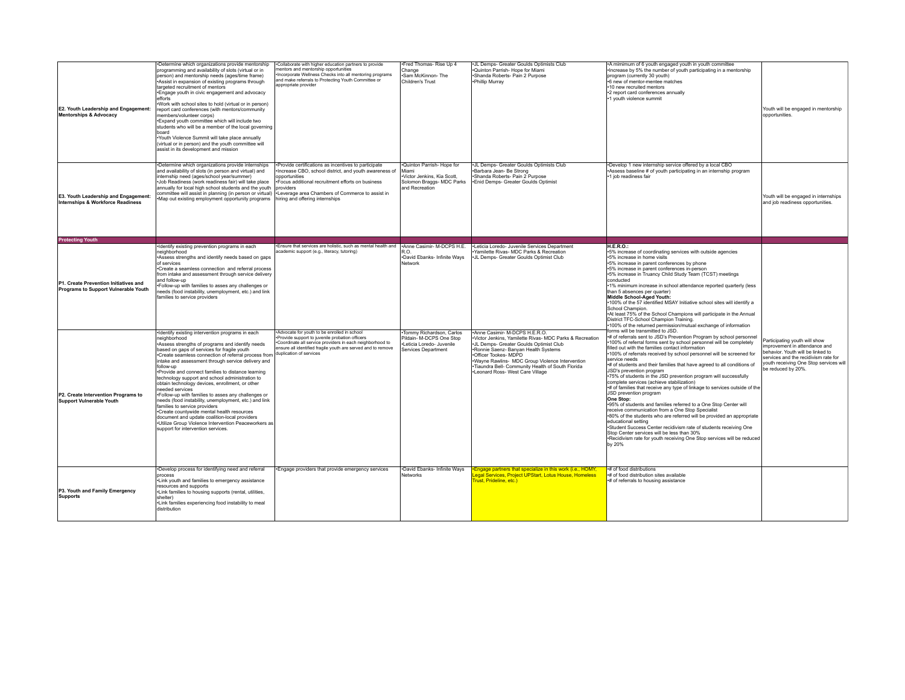| | | | | | | |
|---|---|---|---|---|---|---|
| **E2. Youth Leadership and Engagement: Mentorships & Advocacy** | •Determine which organizations provide mentorship programming and availability of slots (virtual or in person) and mentorship needs (ages/time frame)<br>•Assist in expansion of existing programs through targeted recruitment of mentors<br>•Engage youth in civic engagement and advocacy efforts<br>•Work with school sites to hold (virtual or in person) report card conferences (with mentors/community members/volunteer corps)<br>•Expand youth committee which will include two students who will be a member of the local governing board<br>•Youth Violence Summit will take place annually (virtual or in person) and the youth committee will assist in its development and mission | •Collaborate with higher education partners to provide mentors and mentorship opportunities<br>•Incorporate Wellness Checks into all mentoring programs and make referrals to Protecting Youth Committee or appropriate provider | •Fred Thomas- Rise Up 4 Change<br>•Sam McKinnon- The Children's Trust | •JL Demps- Greater Goulds Optimists Club<br>•Quinton Parrish- Hope for Miami<br>•Shanda Roberts- Pain 2 Purpose<br>•Phillip Murray | •A mimimum of 6 youth engaged youth in youth committee<br>•Increase by 5% the number of youth participating in a mentorship program (currently 30 youth)<br>•6 new of mentor-mentee matches<br>•10 new recruited mentors<br>•2 report card conferences annually<br>•1 youth violence summit | Youth will be engaged in mentorship opportunities. |
| **E3. Youth Leadership and Engagement: Internships & Workforce Readiness** | •Determine which organizations provide internships and availability of slots (in person and virtual) and internship need (ages/school year/summer)<br>•Job Readiness (work readiness fair) will take place annually for local high school students and the youth committee will assist in planning (in person or virtual)<br>•Map out existing employment opportunity programs | •Provide certifications as incentives to participate<br>•Increase CBO, school district, and youth awareness of opportunities<br>•Focus additional recruitment efforts on business providers<br>•Leverage area Chambers of Commerce to assist in hiring and offering internships | •Quinton Parrish- Hope for Miami<br>•Victor Jenkins, Kia Scott, Solomon Braggs- MDC Parks and Recreation | •JL Demps- Greater Goulds Optimists Club<br>•Barbara Jean- Be Strong<br>•Shanda Roberts- Pain 2 Purpose<br>•Enid Demps- Greater Goulds Optimist | •Develop 1 new internship service offered by a local CBO<br>•Assess baseline # of youth participating in an internship program<br>•1 job readiness fair | Youth will be engaged in internships and job readiness opportunities. |
| **Protecting Youth** | | | | | | |
| **P1. Create Prevention Initiatives and Programs to Support Vulnerable Youth** | •Identify existing prevention programs in each neighborhood<br>•Assess strengths and identify needs based on gaps of services<br>•Create a seamless connection and referral process from intake and assessment through service delivery and follow-up<br>•Follow-up with families to asses any challenges or needs (food instability, unemployment, etc.) and link families to service providers | •Ensure that services are holistic, such as mental health and academic support (e.g., literacy, tutoring) | •Anne Casimir- M-DCPS H.E.R.O.<br>•David Ebanks- Infinite Ways Network | •Leticia Loredo- Juvenile Services Department<br>•Yamilette Rivas- MDC Parks & Recreation<br>•JL Demps- Greater Goulds Optimist Club | **H.E.R.O.:**<br>•5% increase of coordinating services with outside agencies<br>•5% increase in home visits<br>•5% increase in parent conferences by phone<br>•5% increase in parent conferences in-person<br>•5% increase in Truancy Child Study Team (TCST) meetings conducted<br>•1% minimum increase in school attendance reported quarterly (less than 5 absences per quarter)<br>**Middle School-Aged Youth:**<br>•100% of the 57 identified MSAY Initiative school sites will identify a School Champion.<br>•At least 75% of the School Champions will participate in the Annual District TFC-School Champion Training.<br>•100% of the returned permission/mutual exchange of information forms will be transmitted to JSD.<br>•# of referrals sent to JSD's Prevention Program by school personnel<br>•100% of referral forms sent by school personnel will be completely filled out with the families contact information<br>•100% of referrals received by school personnel will be screened for service needs<br>•# of students and their families that have agreed to all conditions of JSD's prevention program<br>•75% of students in the JSD prevention program will successfully complete services (achieve stabilization)<br>•# of families that receive any type of linkage to services outside of the JSD prevention program<br>**One Stop:**<br>•95% of students and families referred to a One Stop Center will receive communication from a One Stop Specialist<br>•80% of the students who are referred will be provided an appropriate educational setting<br>•Student Success Center recidivism rate of students receiving One Stop Center services will be less than 30%<br>•Recidivism rate for youth receiving One Stop services will be reduced by 20% | Participating youth will show improvement in attendance and behavior. Youth will be linked to services and the recidivism rate for youth receiving One Stop services will be reduced by 20%. |
| **P2. Create Intervention Programs to Support Vulnerable Youth** | •Identify existing intervention programs in each neighborhood<br>•Assess strengths of programs and identify needs based on gaps of services for fragile youth<br>•Create seamless connection of referral process from intake and assessment through service delivery and follow-up<br>•Provide and connect families to distance learning technology support and school administration to obtain technology devices, enrollment, or other needed services<br>•Follow-up with families to asses any challenges or needs (food instability, unemployment, etc.) and link families to service providers<br>•Create countywide mental health resources document and update coalition-local providers<br>•Utilize Group Violence Intervention Peaceworkers as support for intervention services. | •Advocate for youth to be enrolled in school<br>•Provide support to juvenile probation officers<br>•Coordinate all service providers in each neighborhood to ensure all identified fragile youth are served and to remove duplication of services | •Tommy Richardson, Carlos Pildain- M-DCPS One Stop<br>•Leticia Loredo- Juvenile Services Department | •Anne Casimir- M-DCPS H.E.R.O.<br>•Victor Jenkins, Yamilette Rivas- MDC Parks & Recreation<br>•JL Demps- Greater Goulds Optimist Club<br>•Ronnie Saenz- Banyan Health Systems<br>•Officer Tookes- MDPD<br>•Wayne Rawlins- MDC Group Violence Intervention<br>•Tiaundra Bell- Community Health of South Florida<br>•Leonard Ross- West Care Village | | |
| **P3. Youth and Family Emergency Supports** | •Develop process for identifying need and referral process<br>•Link youth and families to emergency assistance resources and supports<br>•Link families to housing supports (rental, utilities, shelter)<br>•Link families experiencing food instability to meal distribution | •Engage providers that provide emergency services | •David Ebanks- Infinite Ways Networks | •Engage partners that specialize in this work (i.e., HOMY, Legal Services, Project UPStart, Lotus House, Homeless Trust, Prideline, etc.) | •# of food distributions<br>•# of food distribution sites available<br>•# of referrals to housing assistance | |